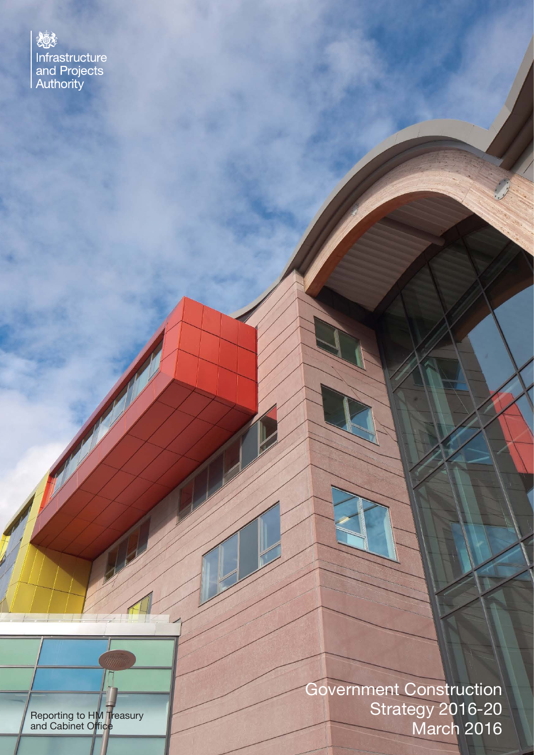Infrastructure and Projects Authority

# Government Construction Strategy 2016-20

March 2016

Reporting to HM Treasury and Cabinet Office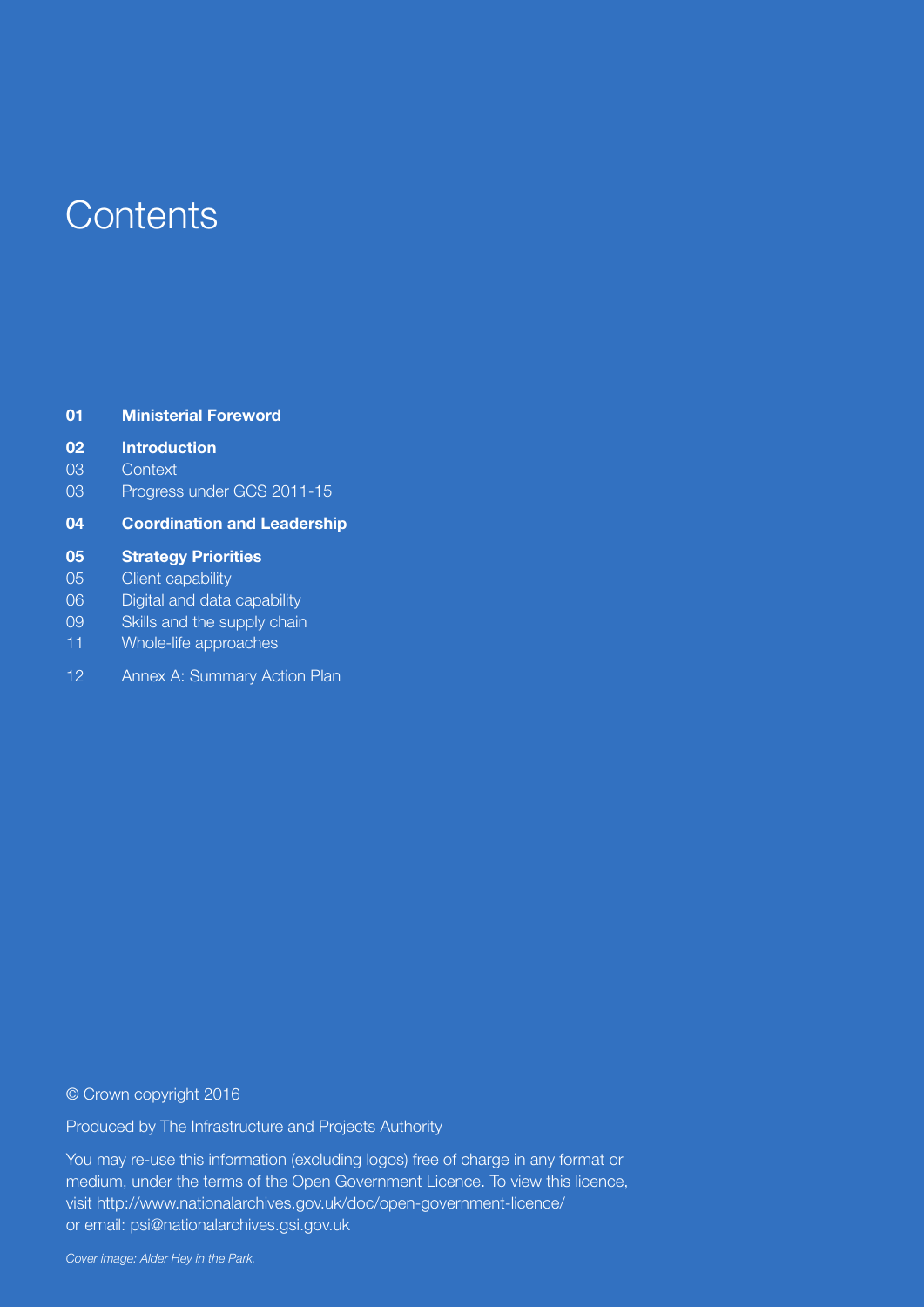# Contents

| | |
|---|---|
| **01** | **Ministerial Foreword** |
| **02** | **Introduction** |
| 03 | Context |
| 03 | Progress under GCS 2011-15 |
| **04** | **Coordination and Leadership** |
| **05** | **Strategy Priorities** |
| 05 | Client capability |
| 06 | Digital and data capability |
| 09 | Skills and the supply chain |
| 11 | Whole-life approaches |
| 12 | Annex A: Summary Action Plan |

© Crown copyright 2016

Produced by The Infrastructure and Projects Authority

You may re-use this information (excluding logos) free of charge in any format or medium, under the terms of the Open Government Licence. To view this licence, visit http://www.nationalarchives.gov.uk/doc/open-government-licence/ or email: psi@nationalarchives.gsi.gov.uk

*Cover image: Alder Hey in the Park.*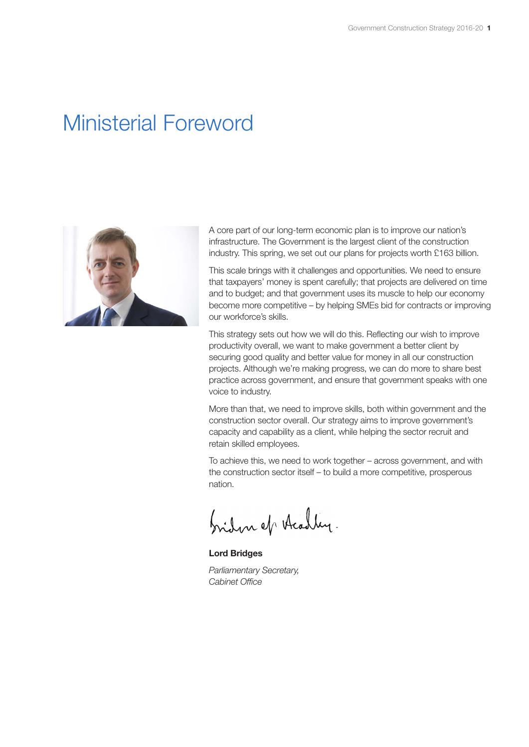# Ministerial Foreword

A core part of our long-term economic plan is to improve our nation's infrastructure. The Government is the largest client of the construction industry. This spring, we set out our plans for projects worth £163 billion.

This scale brings with it challenges and opportunities. We need to ensure that taxpayers' money is spent carefully; that projects are delivered on time and to budget; and that government uses its muscle to help our economy become more competitive – by helping SMEs bid for contracts or improving our workforce's skills.

This strategy sets out how we will do this. Reflecting our wish to improve productivity overall, we want to make government a better client by securing good quality and better value for money in all our construction projects. Although we're making progress, we can do more to share best practice across government, and ensure that government speaks with one voice to industry.

More than that, we need to improve skills, both within government and the construction sector overall. Our strategy aims to improve government's capacity and capability as a client, while helping the sector recruit and retain skilled employees.

To achieve this, we need to work together – across government, and with the construction sector itself – to build a more competitive, prosperous nation.

Bridges of Headley.

**Lord Bridges**

*Parliamentary Secretary,*
*Cabinet Office*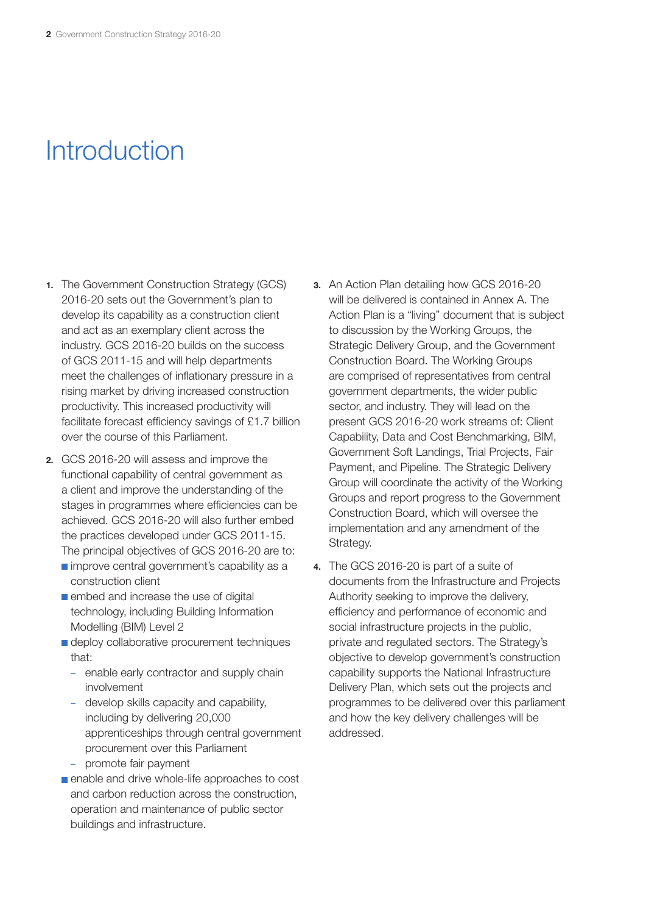# Introduction

1. The Government Construction Strategy (GCS) 2016-20 sets out the Government's plan to develop its capability as a construction client and act as an exemplary client across the industry. GCS 2016-20 builds on the success of GCS 2011-15 and will help departments meet the challenges of inflationary pressure in a rising market by driving increased construction productivity. This increased productivity will facilitate forecast efficiency savings of £1.7 billion over the course of this Parliament.

2. GCS 2016-20 will assess and improve the functional capability of central government as a client and improve the understanding of the stages in programmes where efficiencies can be achieved. GCS 2016-20 will also further embed the practices developed under GCS 2011-15. The principal objectives of GCS 2016-20 are to:
   - improve central government's capability as a construction client
   - embed and increase the use of digital technology, including Building Information Modelling (BIM) Level 2
   - deploy collaborative procurement techniques that:
     - enable early contractor and supply chain involvement
     - develop skills capacity and capability, including by delivering 20,000 apprenticeships through central government procurement over this Parliament
     - promote fair payment
   - enable and drive whole-life approaches to cost and carbon reduction across the construction, operation and maintenance of public sector buildings and infrastructure.

3. An Action Plan detailing how GCS 2016-20 will be delivered is contained in Annex A. The Action Plan is a "living" document that is subject to discussion by the Working Groups, the Strategic Delivery Group, and the Government Construction Board. The Working Groups are comprised of representatives from central government departments, the wider public sector, and industry. They will lead on the present GCS 2016-20 work streams of: Client Capability, Data and Cost Benchmarking, BIM, Government Soft Landings, Trial Projects, Fair Payment, and Pipeline. The Strategic Delivery Group will coordinate the activity of the Working Groups and report progress to the Government Construction Board, which will oversee the implementation and any amendment of the Strategy.

4. The GCS 2016-20 is part of a suite of documents from the Infrastructure and Projects Authority seeking to improve the delivery, efficiency and performance of economic and social infrastructure projects in the public, private and regulated sectors. The Strategy's objective to develop government's construction capability supports the National Infrastructure Delivery Plan, which sets out the projects and programmes to be delivered over this parliament and how the key delivery challenges will be addressed.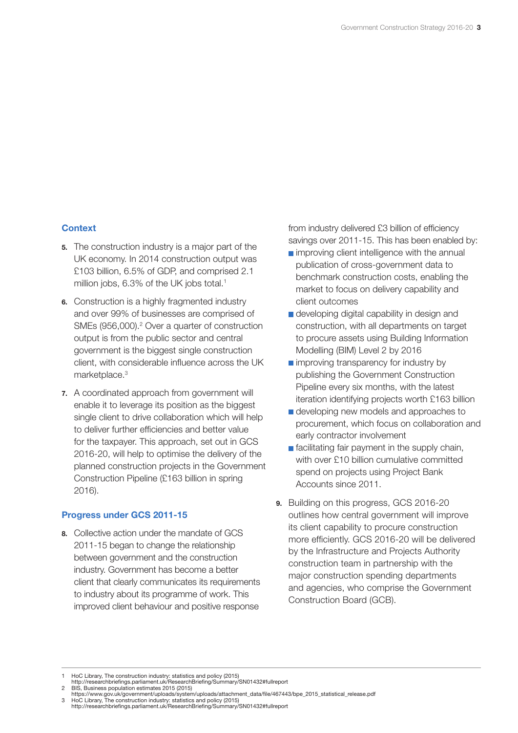## Context

5. The construction industry is a major part of the UK economy. In 2014 construction output was £103 billion, 6.5% of GDP, and comprised 2.1 million jobs, 6.3% of the UK jobs total.[1]

6. Construction is a highly fragmented industry and over 99% of businesses are comprised of SMEs (956,000).[2] Over a quarter of construction output is from the public sector and central government is the biggest single construction client, with considerable influence across the UK marketplace.[3]

7. A coordinated approach from government will enable it to leverage its position as the biggest single client to drive collaboration which will help to deliver further efficiencies and better value for the taxpayer. This approach, set out in GCS 2016-20, will help to optimise the delivery of the planned construction projects in the Government Construction Pipeline (£163 billion in spring 2016).

## Progress under GCS 2011-15

8. Collective action under the mandate of GCS 2011-15 began to change the relationship between government and the construction industry. Government has become a better client that clearly communicates its requirements to industry about its programme of work. This improved client behaviour and positive response from industry delivered £3 billion of efficiency savings over 2011-15. This has been enabled by:
   - improving client intelligence with the annual publication of cross-government data to benchmark construction costs, enabling the market to focus on delivery capability and client outcomes
   - developing digital capability in design and construction, with all departments on target to procure assets using Building Information Modelling (BIM) Level 2 by 2016
   - improving transparency for industry by publishing the Government Construction Pipeline every six months, with the latest iteration identifying projects worth £163 billion
   - developing new models and approaches to procurement, which focus on collaboration and early contractor involvement
   - facilitating fair payment in the supply chain, with over £10 billion cumulative committed spend on projects using Project Bank Accounts since 2011.

9. Building on this progress, GCS 2016-20 outlines how central government will improve its client capability to procure construction more efficiently. GCS 2016-20 will be delivered by the Infrastructure and Projects Authority construction team in partnership with the major construction spending departments and agencies, who comprise the Government Construction Board (GCB).

---

1 HoC Library, The construction industry: statistics and policy (2015) http://researchbriefings.parliament.uk/ResearchBriefing/Summary/SN01432#fullreport

2 BIS, Business population estimates 2015 (2015) https://www.gov.uk/government/uploads/system/uploads/attachment_data/file/467443/bpe_2015_statistical_release.pdf

3 HoC Library, The construction industry: statistics and policy (2015) http://researchbriefings.parliament.uk/ResearchBriefing/Summary/SN01432#fullreport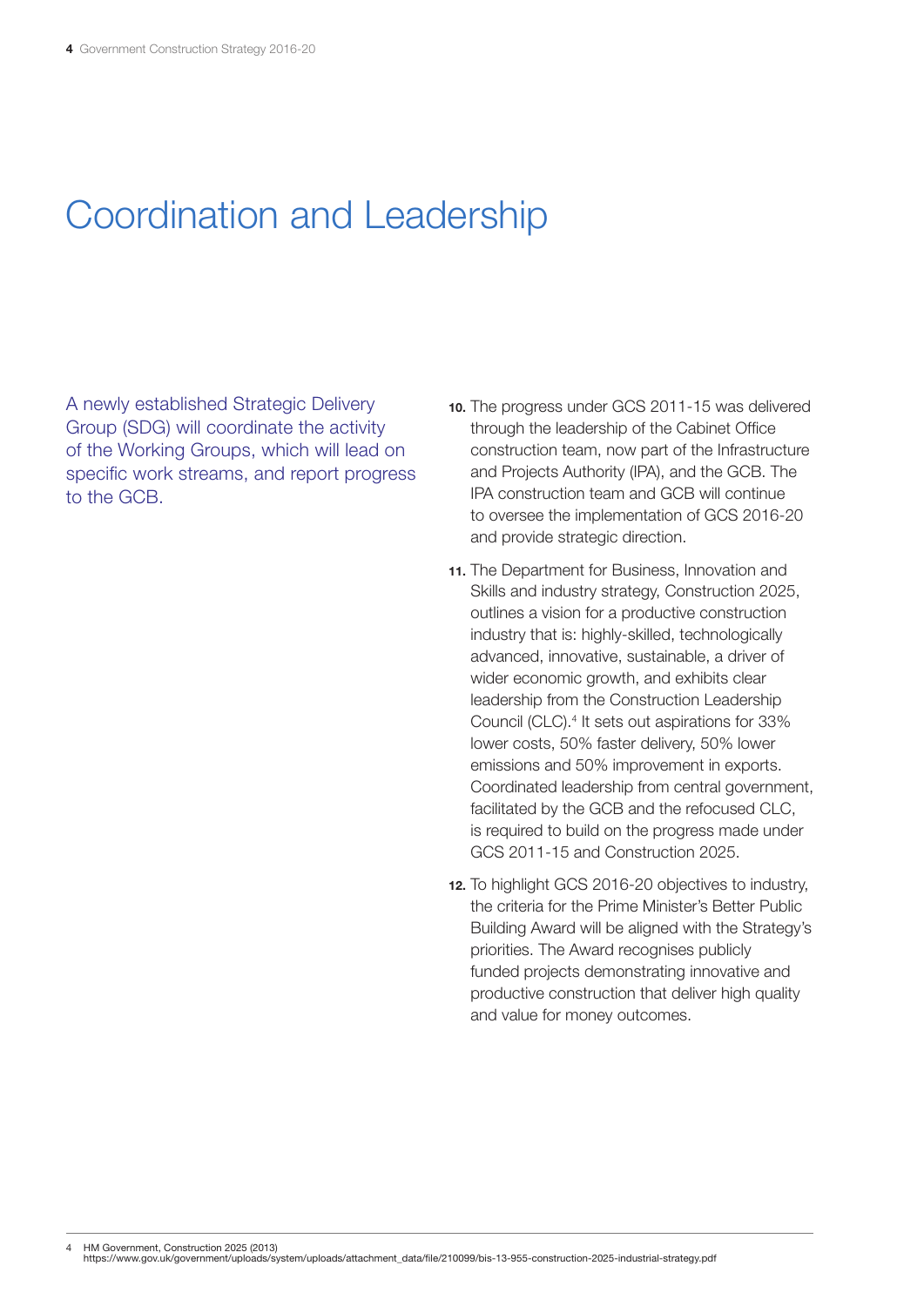# Coordination and Leadership

A newly established Strategic Delivery Group (SDG) will coordinate the activity of the Working Groups, which will lead on specific work streams, and report progress to the GCB.

**10.** The progress under GCS 2011-15 was delivered through the leadership of the Cabinet Office construction team, now part of the Infrastructure and Projects Authority (IPA), and the GCB. The IPA construction team and GCB will continue to oversee the implementation of GCS 2016-20 and provide strategic direction.

**11.** The Department for Business, Innovation and Skills and industry strategy, Construction 2025, outlines a vision for a productive construction industry that is: highly-skilled, technologically advanced, innovative, sustainable, a driver of wider economic growth, and exhibits clear leadership from the Construction Leadership Council (CLC).[4] It sets out aspirations for 33% lower costs, 50% faster delivery, 50% lower emissions and 50% improvement in exports. Coordinated leadership from central government, facilitated by the GCB and the refocused CLC, is required to build on the progress made under GCS 2011-15 and Construction 2025.

**12.** To highlight GCS 2016-20 objectives to industry, the criteria for the Prime Minister's Better Public Building Award will be aligned with the Strategy's priorities. The Award recognises publicly funded projects demonstrating innovative and productive construction that deliver high quality and value for money outcomes.

4 HM Government, Construction 2025 (2013) https://www.gov.uk/government/uploads/system/uploads/attachment_data/file/210099/bis-13-955-construction-2025-industrial-strategy.pdf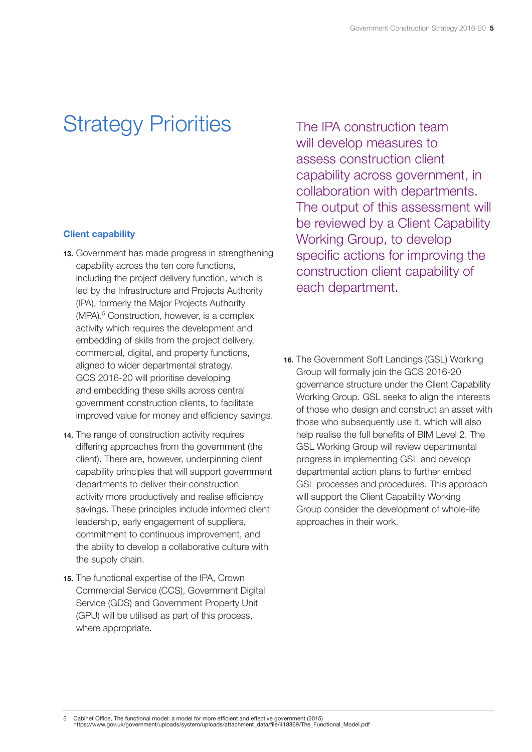# Strategy Priorities

### Client capability

13. Government has made progress in strengthening capability across the ten core functions, including the project delivery function, which is led by the Infrastructure and Projects Authority (IPA), formerly the Major Projects Authority (MPA).[5] Construction, however, is a complex activity which requires the development and embedding of skills from the project delivery, commercial, digital, and property functions, aligned to wider departmental strategy. GCS 2016-20 will prioritise developing and embedding these skills across central government construction clients, to facilitate improved value for money and efficiency savings.

14. The range of construction activity requires differing approaches from the government (the client). There are, however, underpinning client capability principles that will support government departments to deliver their construction activity more productively and realise efficiency savings. These principles include informed client leadership, early engagement of suppliers, commitment to continuous improvement, and the ability to develop a collaborative culture with the supply chain.

15. The functional expertise of the IPA, Crown Commercial Service (CCS), Government Digital Service (GDS) and Government Property Unit (GPU) will be utilised as part of this process, where appropriate.

The IPA construction team will develop measures to assess construction client capability across government, in collaboration with departments. The output of this assessment will be reviewed by a Client Capability Working Group, to develop specific actions for improving the construction client capability of each department.

16. The Government Soft Landings (GSL) Working Group will formally join the GCS 2016-20 governance structure under the Client Capability Working Group. GSL seeks to align the interests of those who design and construct an asset with those who subsequently use it, which will also help realise the full benefits of BIM Level 2. The GSL Working Group will review departmental progress in implementing GSL and develop departmental action plans to further embed GSL processes and procedures. This approach will support the Client Capability Working Group consider the development of whole-life approaches in their work.

---

5 Cabinet Office, The functional model: a model for more efficient and effective government (2015) https://www.gov.uk/government/uploads/system/uploads/attachment_data/file/418869/The_Functional_Model.pdf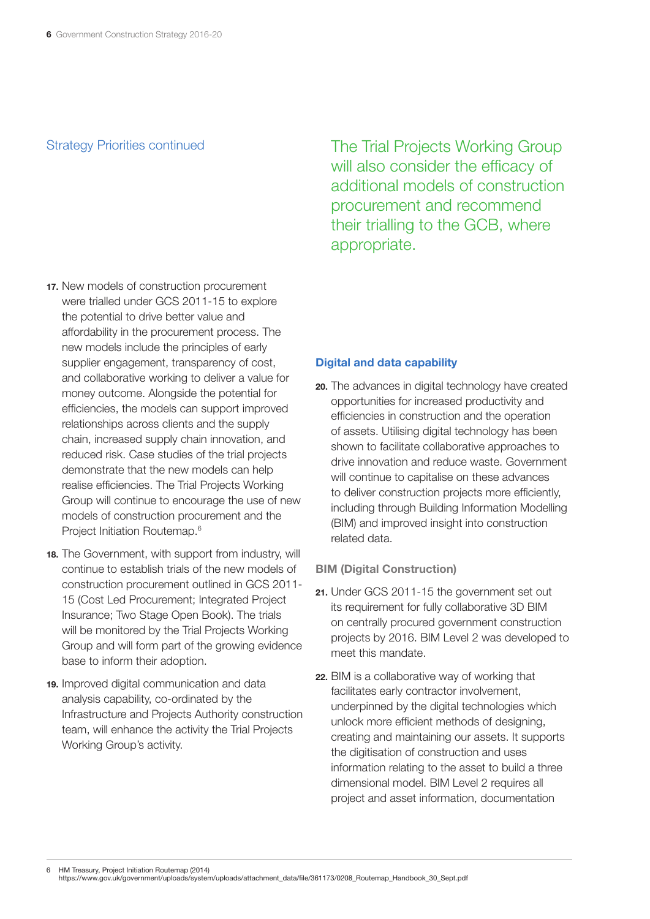## Strategy Priorities continued

17. New models of construction procurement were trialled under GCS 2011-15 to explore the potential to drive better value and affordability in the procurement process. The new models include the principles of early supplier engagement, transparency of cost, and collaborative working to deliver a value for money outcome. Alongside the potential for efficiencies, the models can support improved relationships across clients and the supply chain, increased supply chain innovation, and reduced risk. Case studies of the trial projects demonstrate that the new models can help realise efficiencies. The Trial Projects Working Group will continue to encourage the use of new models of construction procurement and the Project Initiation Routemap.[6]

18. The Government, with support from industry, will continue to establish trials of the new models of construction procurement outlined in GCS 2011-15 (Cost Led Procurement; Integrated Project Insurance; Two Stage Open Book). The trials will be monitored by the Trial Projects Working Group and will form part of the growing evidence base to inform their adoption.

19. Improved digital communication and data analysis capability, co-ordinated by the Infrastructure and Projects Authority construction team, will enhance the activity the Trial Projects Working Group's activity.

> The Trial Projects Working Group will also consider the efficacy of additional models of construction procurement and recommend their trialling to the GCB, where appropriate.

### Digital and data capability

20. The advances in digital technology have created opportunities for increased productivity and efficiencies in construction and the operation of assets. Utilising digital technology has been shown to facilitate collaborative approaches to drive innovation and reduce waste. Government will continue to capitalise on these advances to deliver construction projects more efficiently, including through Building Information Modelling (BIM) and improved insight into construction related data.

#### BIM (Digital Construction)

21. Under GCS 2011-15 the government set out its requirement for fully collaborative 3D BIM on centrally procured government construction projects by 2016. BIM Level 2 was developed to meet this mandate.

22. BIM is a collaborative way of working that facilitates early contractor involvement, underpinned by the digital technologies which unlock more efficient methods of designing, creating and maintaining our assets. It supports the digitisation of construction and uses information relating to the asset to build a three dimensional model. BIM Level 2 requires all project and asset information, documentation

---

6 HM Treasury, Project Initiation Routemap (2014) https://www.gov.uk/government/uploads/system/uploads/attachment_data/file/361173/0208_Routemap_Handbook_30_Sept.pdf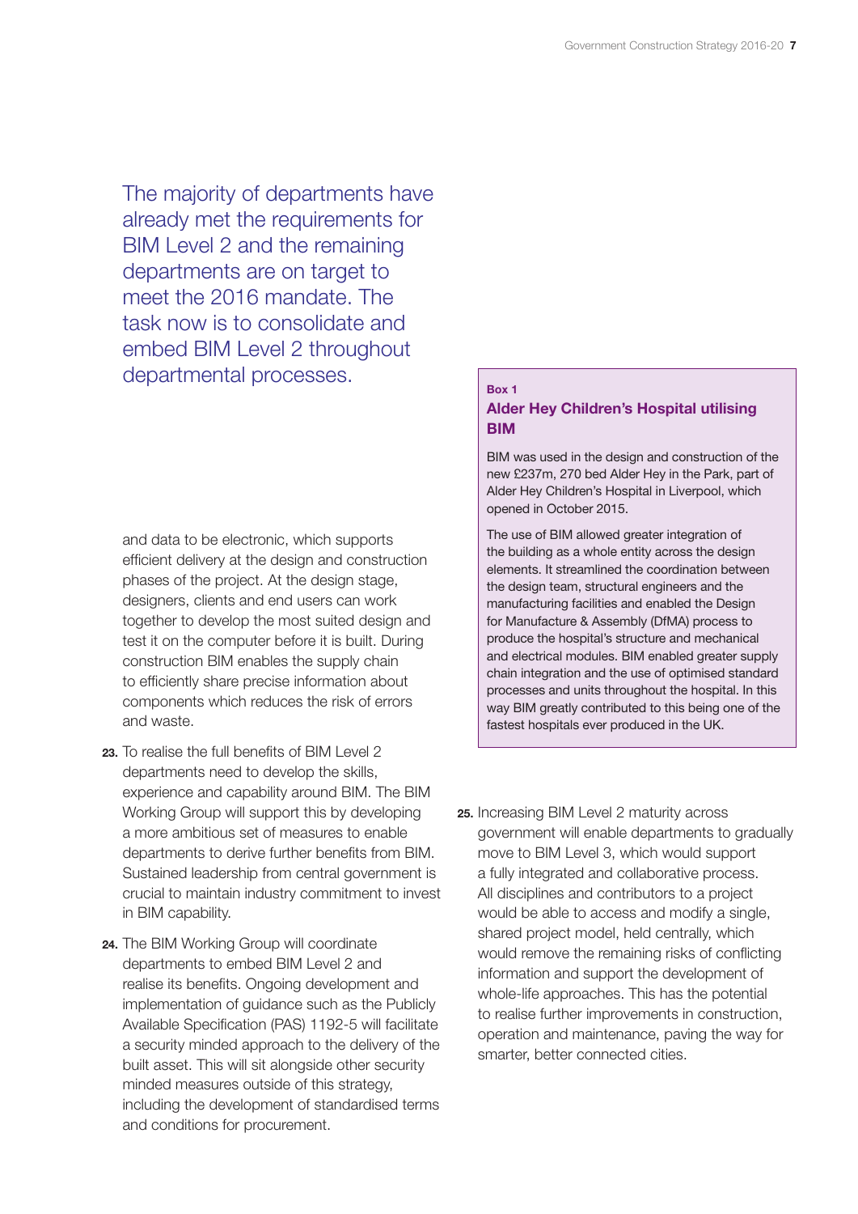The majority of departments have already met the requirements for BIM Level 2 and the remaining departments are on target to meet the 2016 mandate. The task now is to consolidate and embed BIM Level 2 throughout departmental processes.

and data to be electronic, which supports efficient delivery at the design and construction phases of the project. At the design stage, designers, clients and end users can work together to develop the most suited design and test it on the computer before it is built. During construction BIM enables the supply chain to efficiently share precise information about components which reduces the risk of errors and waste.

**23.** To realise the full benefits of BIM Level 2 departments need to develop the skills, experience and capability around BIM. The BIM Working Group will support this by developing a more ambitious set of measures to enable departments to derive further benefits from BIM. Sustained leadership from central government is crucial to maintain industry commitment to invest in BIM capability.

**24.** The BIM Working Group will coordinate departments to embed BIM Level 2 and realise its benefits. Ongoing development and implementation of guidance such as the Publicly Available Specification (PAS) 1192-5 will facilitate a security minded approach to the delivery of the built asset. This will sit alongside other security minded measures outside of this strategy, including the development of standardised terms and conditions for procurement.

**Box 1**

### Alder Hey Children's Hospital utilising BIM

BIM was used in the design and construction of the new £237m, 270 bed Alder Hey in the Park, part of Alder Hey Children's Hospital in Liverpool, which opened in October 2015.

The use of BIM allowed greater integration of the building as a whole entity across the design elements. It streamlined the coordination between the design team, structural engineers and the manufacturing facilities and enabled the Design for Manufacture & Assembly (DfMA) process to produce the hospital's structure and mechanical and electrical modules. BIM enabled greater supply chain integration and the use of optimised standard processes and units throughout the hospital. In this way BIM greatly contributed to this being one of the fastest hospitals ever produced in the UK.

**25.** Increasing BIM Level 2 maturity across government will enable departments to gradually move to BIM Level 3, which would support a fully integrated and collaborative process. All disciplines and contributors to a project would be able to access and modify a single, shared project model, held centrally, which would remove the remaining risks of conflicting information and support the development of whole-life approaches. This has the potential to realise further improvements in construction, operation and maintenance, paving the way for smarter, better connected cities.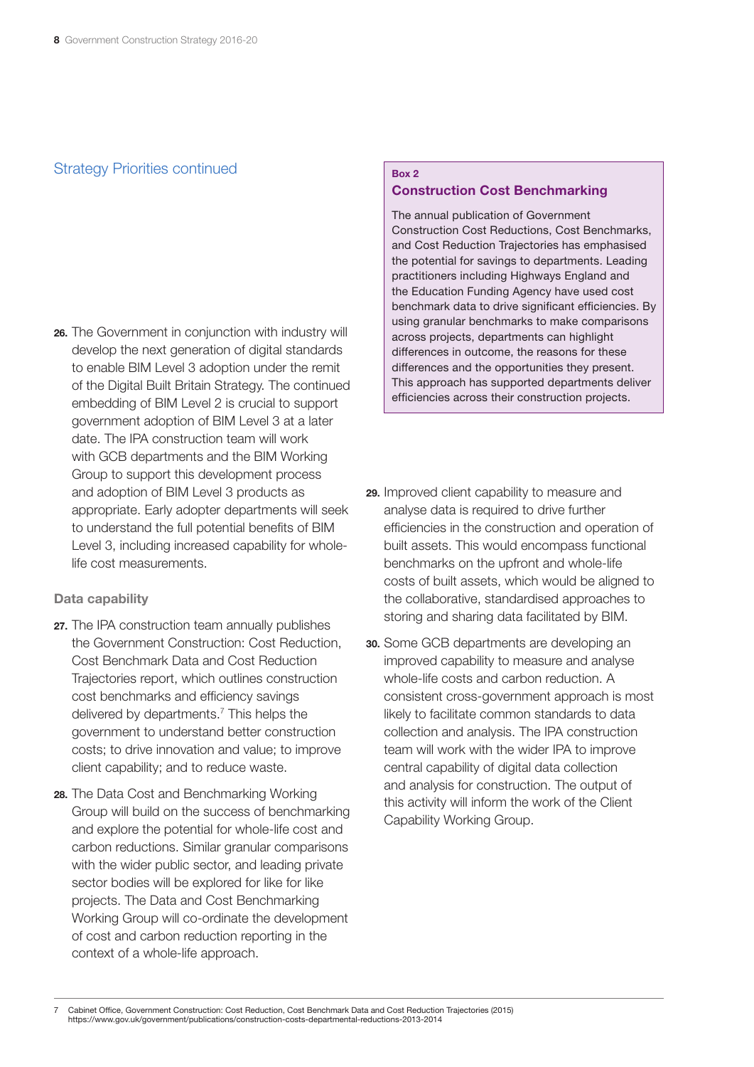## Strategy Priorities continued

26. The Government in conjunction with industry will develop the next generation of digital standards to enable BIM Level 3 adoption under the remit of the Digital Built Britain Strategy. The continued embedding of BIM Level 2 is crucial to support government adoption of BIM Level 3 at a later date. The IPA construction team will work with GCB departments and the BIM Working Group to support this development process and adoption of BIM Level 3 products as appropriate. Early adopter departments will seek to understand the full potential benefits of BIM Level 3, including increased capability for whole-life cost measurements.

### Data capability

27. The IPA construction team annually publishes the Government Construction: Cost Reduction, Cost Benchmark Data and Cost Reduction Trajectories report, which outlines construction cost benchmarks and efficiency savings delivered by departments.[7] This helps the government to understand better construction costs; to drive innovation and value; to improve client capability; and to reduce waste.

28. The Data Cost and Benchmarking Working Group will build on the success of benchmarking and explore the potential for whole-life cost and carbon reductions. Similar granular comparisons with the wider public sector, and leading private sector bodies will be explored for like for like projects. The Data and Cost Benchmarking Working Group will co-ordinate the development of cost and carbon reduction reporting in the context of a whole-life approach.

> **Box 2**
>
> **Construction Cost Benchmarking**
>
> The annual publication of Government Construction Cost Reductions, Cost Benchmarks, and Cost Reduction Trajectories has emphasised the potential for savings to departments. Leading practitioners including Highways England and the Education Funding Agency have used cost benchmark data to drive significant efficiencies. By using granular benchmarks to make comparisons across projects, departments can highlight differences in outcome, the reasons for these differences and the opportunities they present. This approach has supported departments deliver efficiencies across their construction projects.

29. Improved client capability to measure and analyse data is required to drive further efficiencies in the construction and operation of built assets. This would encompass functional benchmarks on the upfront and whole-life costs of built assets, which would be aligned to the collaborative, standardised approaches to storing and sharing data facilitated by BIM.

30. Some GCB departments are developing an improved capability to measure and analyse whole-life costs and carbon reduction. A consistent cross-government approach is most likely to facilitate common standards to data collection and analysis. The IPA construction team will work with the wider IPA to improve central capability of digital data collection and analysis for construction. The output of this activity will inform the work of the Client Capability Working Group.

7 Cabinet Office, Government Construction: Cost Reduction, Cost Benchmark Data and Cost Reduction Trajectories (2015) https://www.gov.uk/government/publications/construction-costs-departmental-reductions-2013-2014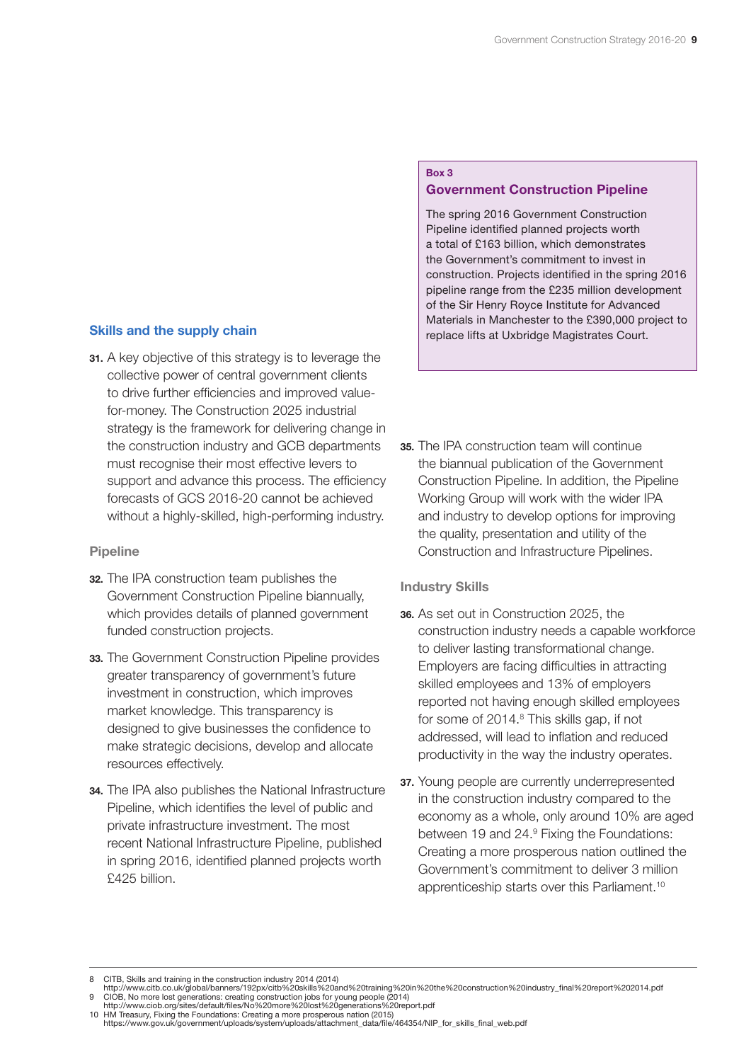## Skills and the supply chain

**31.** A key objective of this strategy is to leverage the collective power of central government clients to drive further efficiencies and improved value-for-money. The Construction 2025 industrial strategy is the framework for delivering change in the construction industry and GCB departments must recognise their most effective levers to support and advance this process. The efficiency forecasts of GCS 2016-20 cannot be achieved without a highly-skilled, high-performing industry.

### Pipeline

**32.** The IPA construction team publishes the Government Construction Pipeline biannually, which provides details of planned government funded construction projects.

**33.** The Government Construction Pipeline provides greater transparency of government's future investment in construction, which improves market knowledge. This transparency is designed to give businesses the confidence to make strategic decisions, develop and allocate resources effectively.

**34.** The IPA also publishes the National Infrastructure Pipeline, which identifies the level of public and private infrastructure investment. The most recent National Infrastructure Pipeline, published in spring 2016, identified planned projects worth £425 billion.

> **Box 3**
>
> **Government Construction Pipeline**
>
> The spring 2016 Government Construction Pipeline identified planned projects worth a total of £163 billion, which demonstrates the Government's commitment to invest in construction. Projects identified in the spring 2016 pipeline range from the £235 million development of the Sir Henry Royce Institute for Advanced Materials in Manchester to the £390,000 project to replace lifts at Uxbridge Magistrates Court.

**35.** The IPA construction team will continue the biannual publication of the Government Construction Pipeline. In addition, the Pipeline Working Group will work with the wider IPA and industry to develop options for improving the quality, presentation and utility of the Construction and Infrastructure Pipelines.

### Industry Skills

**36.** As set out in Construction 2025, the construction industry needs a capable workforce to deliver lasting transformational change. Employers are facing difficulties in attracting skilled employees and 13% of employers reported not having enough skilled employees for some of 2014.[8] This skills gap, if not addressed, will lead to inflation and reduced productivity in the way the industry operates.

**37.** Young people are currently underrepresented in the construction industry compared to the economy as a whole, only around 10% are aged between 19 and 24.[9] Fixing the Foundations: Creating a more prosperous nation outlined the Government's commitment to deliver 3 million apprenticeship starts over this Parliament.[10]

---

8 CITB, Skills and training in the construction industry 2014 (2014)
http://www.citb.co.uk/global/banners/192px/citb%20skills%20and%20training%20in%20the%20construction%20industry_final%20report%202014.pdf

9 CIOB, No more lost generations: creating construction jobs for young people (2014)
http://www.ciob.org/sites/default/files/No%20more%20lost%20generations%20report.pdf

10 HM Treasury, Fixing the Foundations: Creating a more prosperous nation (2015)
https://www.gov.uk/government/uploads/system/uploads/attachment_data/file/464354/NIP_for_skills_final_web.pdf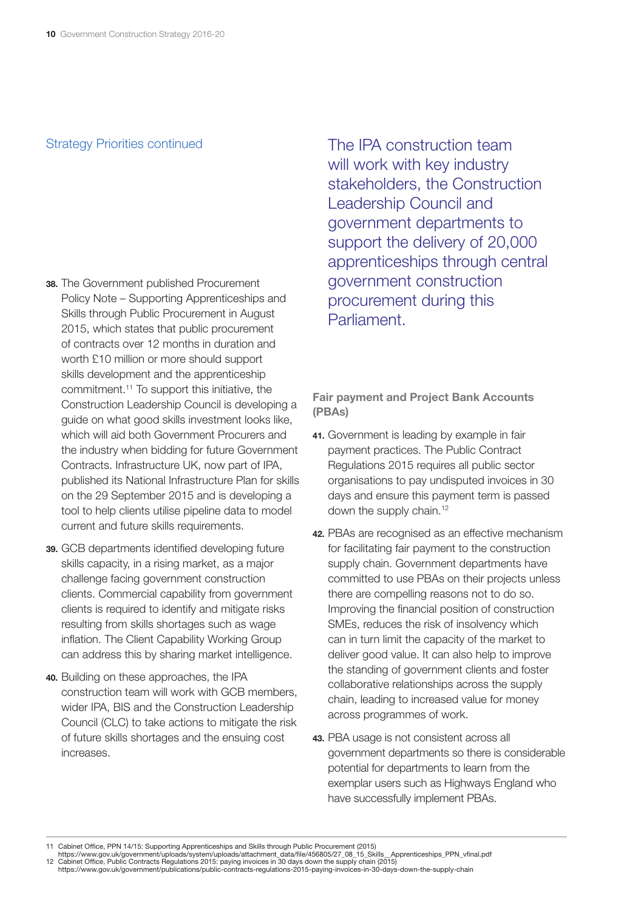Strategy Priorities continued

38. The Government published Procurement Policy Note – Supporting Apprenticeships and Skills through Public Procurement in August 2015, which states that public procurement of contracts over 12 months in duration and worth £10 million or more should support skills development and the apprenticeship commitment.[11] To support this initiative, the Construction Leadership Council is developing a guide on what good skills investment looks like, which will aid both Government Procurers and the industry when bidding for future Government Contracts. Infrastructure UK, now part of IPA, published its National Infrastructure Plan for skills on the 29 September 2015 and is developing a tool to help clients utilise pipeline data to model current and future skills requirements.

39. GCB departments identified developing future skills capacity, in a rising market, as a major challenge facing government construction clients. Commercial capability from government clients is required to identify and mitigate risks resulting from skills shortages such as wage inflation. The Client Capability Working Group can address this by sharing market intelligence.

40. Building on these approaches, the IPA construction team will work with GCB members, wider IPA, BIS and the Construction Leadership Council (CLC) to take actions to mitigate the risk of future skills shortages and the ensuing cost increases.

> The IPA construction team will work with key industry stakeholders, the Construction Leadership Council and government departments to support the delivery of 20,000 apprenticeships through central government construction procurement during this Parliament.

### Fair payment and Project Bank Accounts (PBAs)

41. Government is leading by example in fair payment practices. The Public Contract Regulations 2015 requires all public sector organisations to pay undisputed invoices in 30 days and ensure this payment term is passed down the supply chain.[12]

42. PBAs are recognised as an effective mechanism for facilitating fair payment to the construction supply chain. Government departments have committed to use PBAs on their projects unless there are compelling reasons not to do so. Improving the financial position of construction SMEs, reduces the risk of insolvency which can in turn limit the capacity of the market to deliver good value. It can also help to improve the standing of government clients and foster collaborative relationships across the supply chain, leading to increased value for money across programmes of work.

43. PBA usage is not consistent across all government departments so there is considerable potential for departments to learn from the exemplar users such as Highways England who have successfully implement PBAs.

---

11 Cabinet Office, PPN 14/15: Supporting Apprenticeships and Skills through Public Procurement (2015) https://www.gov.uk/government/uploads/system/uploads/attachment_data/file/456805/27_08_15_Skills__Apprenticeships_PPN_vfinal.pdf

12 Cabinet Office, Public Contracts Regulations 2015: paying invoices in 30 days down the supply chain (2015) https://www.gov.uk/government/publications/public-contracts-regulations-2015-paying-invoices-in-30-days-down-the-supply-chain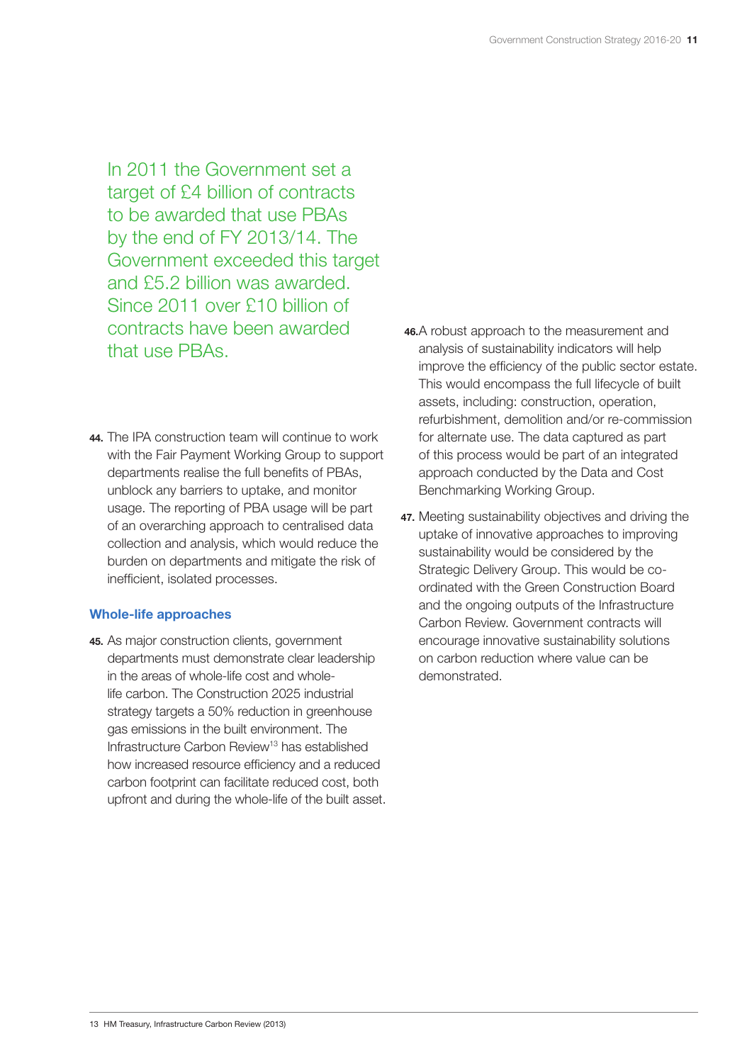In 2011 the Government set a target of £4 billion of contracts to be awarded that use PBAs by the end of FY 2013/14. The Government exceeded this target and £5.2 billion was awarded. Since 2011 over £10 billion of contracts have been awarded that use PBAs.

**44.** The IPA construction team will continue to work with the Fair Payment Working Group to support departments realise the full benefits of PBAs, unblock any barriers to uptake, and monitor usage. The reporting of PBA usage will be part of an overarching approach to centralised data collection and analysis, which would reduce the burden on departments and mitigate the risk of inefficient, isolated processes.

### Whole-life approaches

**45.** As major construction clients, government departments must demonstrate clear leadership in the areas of whole-life cost and whole-life carbon. The Construction 2025 industrial strategy targets a 50% reduction in greenhouse gas emissions in the built environment. The Infrastructure Carbon Review[13] has established how increased resource efficiency and a reduced carbon footprint can facilitate reduced cost, both upfront and during the whole-life of the built asset.

**46.** A robust approach to the measurement and analysis of sustainability indicators will help improve the efficiency of the public sector estate. This would encompass the full lifecycle of built assets, including: construction, operation, refurbishment, demolition and/or re-commission for alternate use. The data captured as part of this process would be part of an integrated approach conducted by the Data and Cost Benchmarking Working Group.

**47.** Meeting sustainability objectives and driving the uptake of innovative approaches to improving sustainability would be considered by the Strategic Delivery Group. This would be co-ordinated with the Green Construction Board and the ongoing outputs of the Infrastructure Carbon Review. Government contracts will encourage innovative sustainability solutions on carbon reduction where value can be demonstrated.

13 HM Treasury, Infrastructure Carbon Review (2013)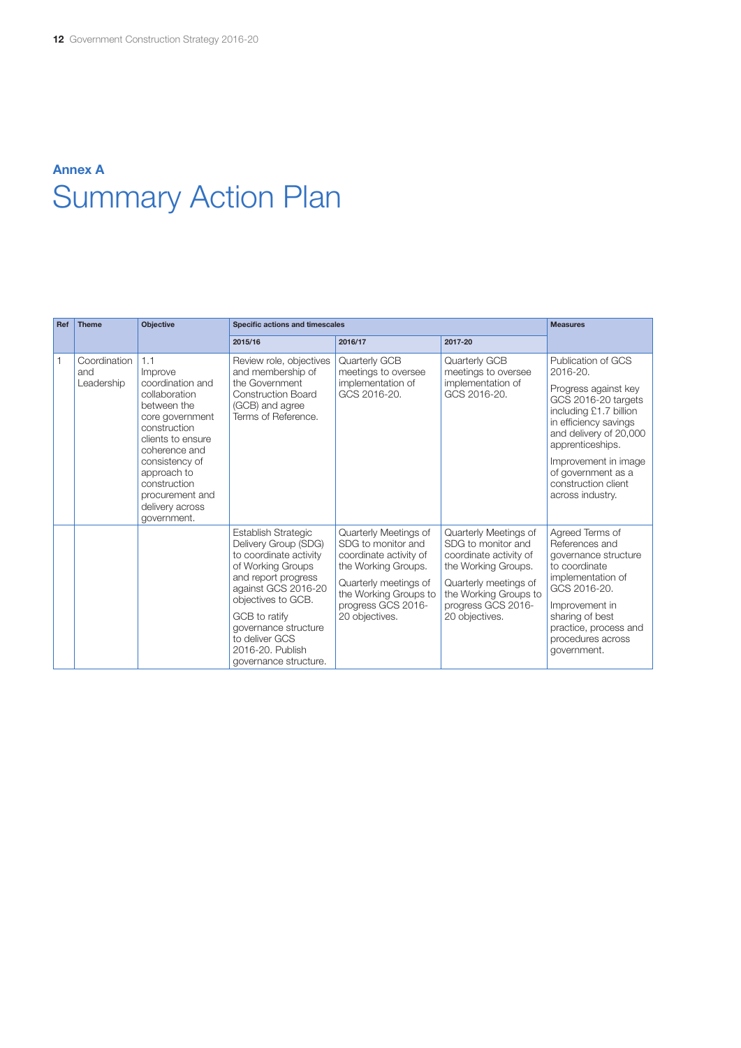## Annex A

# Summary Action Plan

| Ref | Theme | Objective | Specific actions and timescales | | | Measures |
|---|---|---|---|---|---|---|
| | | | 2015/16 | 2016/17 | 2017-20 | |
| 1 | Coordination and Leadership | 1.1 Improve coordination and collaboration between the core government construction clients to ensure coherence and consistency of approach to construction procurement and delivery across government. | Review role, objectives and membership of the Government Construction Board (GCB) and agree Terms of Reference. | Quarterly GCB meetings to oversee implementation of GCS 2016-20. | Quarterly GCB meetings to oversee implementation of GCS 2016-20. | Publication of GCS 2016-20. Progress against key GCS 2016-20 targets including £1.7 billion in efficiency savings and delivery of 20,000 apprenticeships. Improvement in image of government as a construction client across industry. |
| | | | Establish Strategic Delivery Group (SDG) to coordinate activity of Working Groups and report progress against GCS 2016-20 objectives to GCB. GCB to ratify governance structure to deliver GCS 2016-20. Publish governance structure. | Quarterly Meetings of SDG to monitor and coordinate activity of the Working Groups. Quarterly meetings of the Working Groups to progress GCS 2016-20 objectives. | Quarterly Meetings of SDG to monitor and coordinate activity of the Working Groups. Quarterly meetings of the Working Groups to progress GCS 2016-20 objectives. | Agreed Terms of References and governance structure to coordinate implementation of GCS 2016-20. Improvement in sharing of best practice, process and procedures across government. |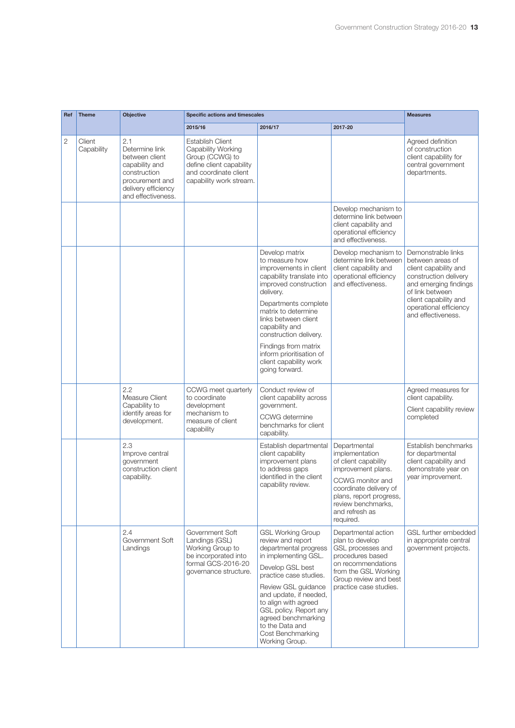| Ref | Theme | Objective | Specific actions and timescales | | | Measures |
|---|---|---|---|---|---|---|
| | | | 2015/16 | 2016/17 | 2017-20 | |
| 2 | Client Capability | 2.1 Determine link between client capability and construction procurement and delivery efficiency and effectiveness. | Establish Client Capability Working Group (CCWG) to define client capability and coordinate client capability work stream. | | | Agreed definition of construction client capability for central government departments. |
| | | | | | Develop mechanism to determine link between client capability and operational efficiency and effectiveness. | |
| | | | | Develop matrix to measure how improvements in client capability translate into improved construction delivery. Departments complete matrix to determine links between client capability and construction delivery. Findings from matrix inform prioritisation of client capability work going forward. | Develop mechanism to determine link between client capability and operational efficiency and effectiveness. | Demonstrable links between areas of client capability and construction delivery and emerging findings of link between client capability and operational efficiency and effectiveness. |
| | | 2.2 Measure Client Capability to identify areas for development. | CCWG meet quarterly to coordinate development mechanism to measure of client capability | Conduct review of client capability across government. CCWG determine benchmarks for client capability. | | Agreed measures for client capability. Client capability review completed |
| | | 2.3 Improve central government construction client capability. | | Establish departmental client capability improvement plans to address gaps identified in the client capability review. | Departmental implementation of client capability improvement plans. CCWG monitor and coordinate delivery of plans, report progress, review benchmarks, and refresh as required. | Establish benchmarks for departmental client capability and demonstrate year on year improvement. |
| | | 2.4 Government Soft Landings | Government Soft Landings (GSL) Working Group to be incorporated into formal GCS-2016-20 governance structure. | GSL Working Group review and report departmental progress in implementing GSL. Develop GSL best practice case studies. Review GSL guidance and update, if needed, to align with agreed GSL policy. Report any agreed benchmarking to the Data and Cost Benchmarking Working Group. | Departmental action plan to develop GSL processes and procedures based on recommendations from the GSL Working Group review and best practice case studies. | GSL further embedded in appropriate central government projects. |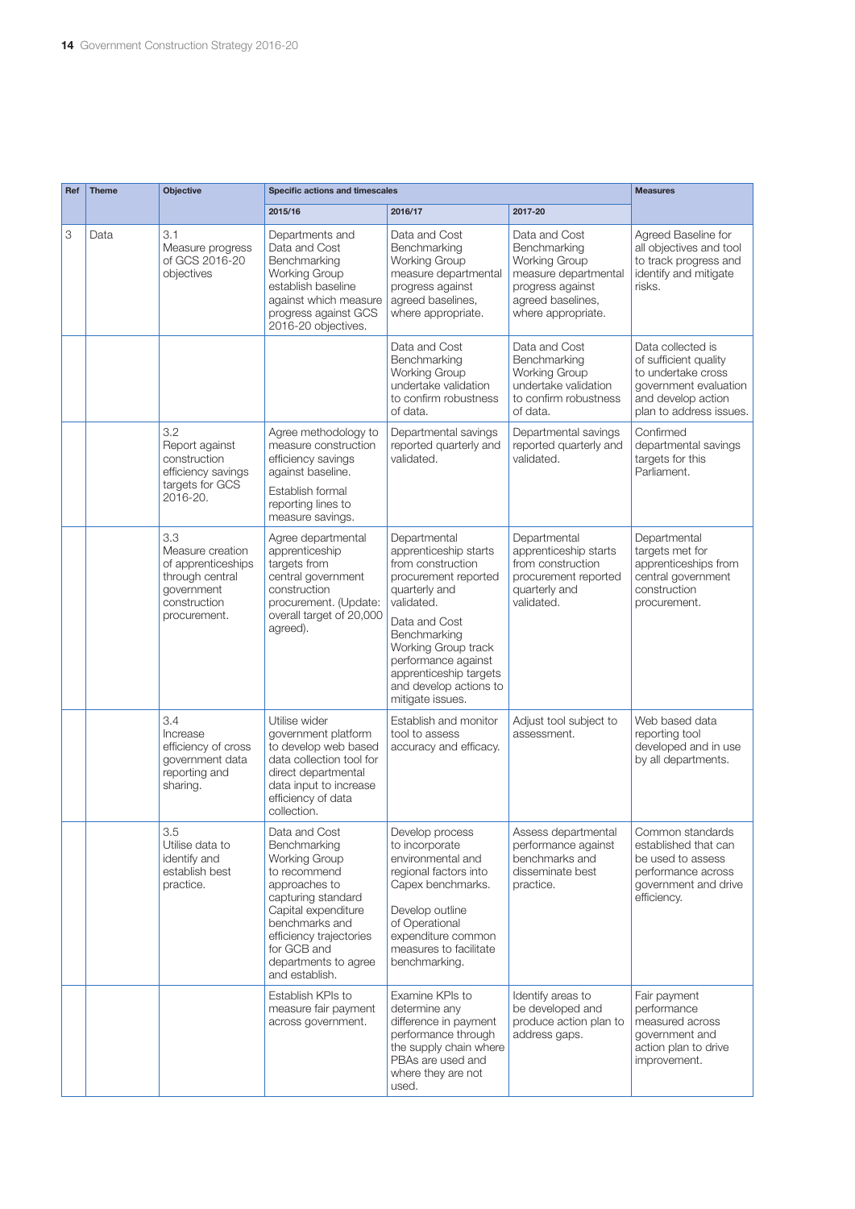| Ref | Theme | Objective | Specific actions and timescales | | | Measures |
|---|---|---|---|---|---|---|
| | | | 2015/16 | 2016/17 | 2017-20 | |
| 3 | Data | 3.1 Measure progress of GCS 2016-20 objectives | Departments and Data and Cost Benchmarking Working Group establish baseline against which measure progress against GCS 2016-20 objectives. | Data and Cost Benchmarking Working Group measure departmental progress against agreed baselines, where appropriate. | Data and Cost Benchmarking Working Group measure departmental progress against agreed baselines, where appropriate. | Agreed Baseline for all objectives and tool to track progress and identify and mitigate risks. |
| | | | | Data and Cost Benchmarking Working Group undertake validation to confirm robustness of data. | Data and Cost Benchmarking Working Group undertake validation to confirm robustness of data. | Data collected is of sufficient quality to undertake cross government evaluation and develop action plan to address issues. |
| | | 3.2 Report against construction efficiency savings targets for GCS 2016-20. | Agree methodology to measure construction efficiency savings against baseline. Establish formal reporting lines to measure savings. | Departmental savings reported quarterly and validated. | Departmental savings reported quarterly and validated. | Confirmed departmental savings targets for this Parliament. |
| | | 3.3 Measure creation of apprenticeships through central government construction procurement. | Agree departmental apprenticeship targets from central government construction procurement. (Update: overall target of 20,000 agreed). | Departmental apprenticeship starts from construction procurement reported quarterly and validated. Data and Cost Benchmarking Working Group track performance against apprenticeship targets and develop actions to mitigate issues. | Departmental apprenticeship starts from construction procurement reported quarterly and validated. | Departmental targets met for apprenticeships from central government construction procurement. |
| | | 3.4 Increase efficiency of cross government data reporting and sharing. | Utilise wider government platform to develop web based data collection tool for direct departmental data input to increase efficiency of data collection. | Establish and monitor tool to assess accuracy and efficacy. | Adjust tool subject to assessment. | Web based data reporting tool developed and in use by all departments. |
| | | 3.5 Utilise data to identify and establish best practice. | Data and Cost Benchmarking Working Group to recommend approaches to capturing standard Capital expenditure benchmarks and efficiency trajectories for GCB and departments to agree and establish. | Develop process to incorporate environmental and regional factors into Capex benchmarks. Develop outline of Operational expenditure common measures to facilitate benchmarking. | Assess departmental performance against benchmarks and disseminate best practice. | Common standards established that can be used to assess performance across government and drive efficiency. |
| | | | Establish KPIs to measure fair payment across government. | Examine KPIs to determine any difference in payment performance through the supply chain where PBAs are used and where they are not used. | Identify areas to be developed and produce action plan to address gaps. | Fair payment performance measured across government and action plan to drive improvement. |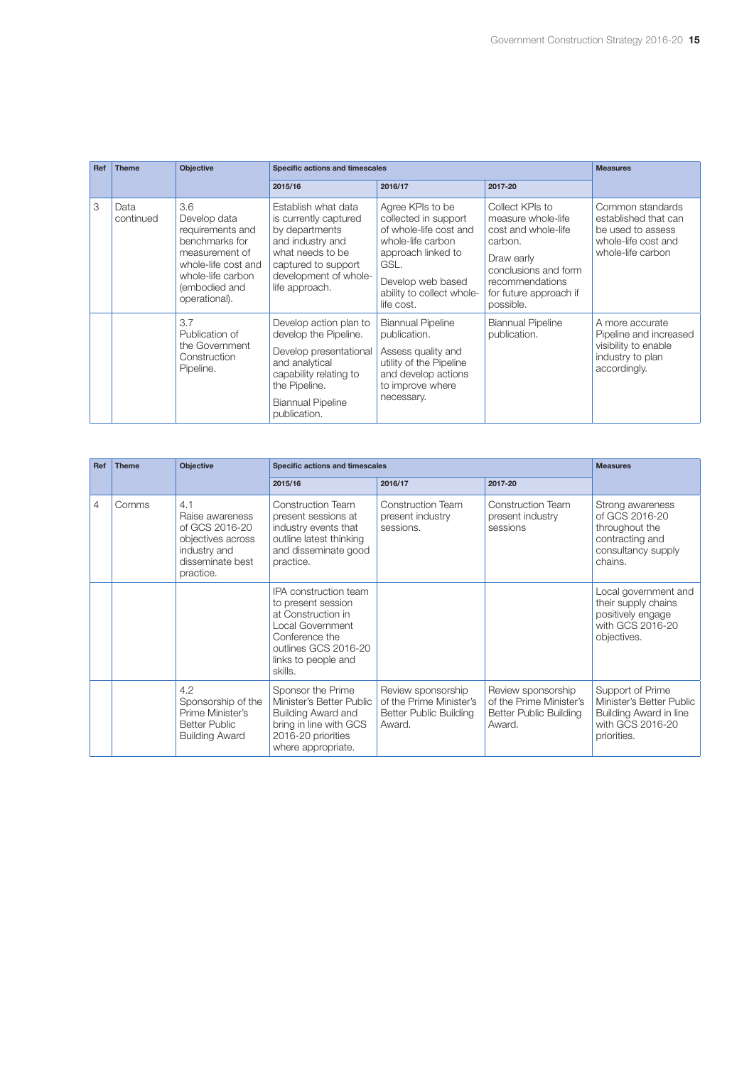| Ref | Theme | Objective | Specific actions and timescales | | | Measures |
|---|---|---|---|---|---|---|
| | | | 2015/16 | 2016/17 | 2017-20 | |
| 3 | Data continued | 3.6 Develop data requirements and benchmarks for measurement of whole-life cost and whole-life carbon (embodied and operational). | Establish what data is currently captured by departments and industry and what needs to be captured to support development of whole-life approach. | Agree KPIs to be collected in support of whole-life cost and whole-life carbon approach linked to GSL. Develop web based ability to collect whole-life cost. | Collect KPIs to measure whole-life cost and whole-life carbon. Draw early conclusions and form recommendations for future approach if possible. | Common standards established that can be used to assess whole-life cost and whole-life carbon |
| | | 3.7 Publication of the Government Construction Pipeline. | Develop action plan to develop the Pipeline. Develop presentational and analytical capability relating to the Pipeline. Biannual Pipeline publication. | Biannual Pipeline publication. Assess quality and utility of the Pipeline and develop actions to improve where necessary. | Biannual Pipeline publication. | A more accurate Pipeline and increased visibility to enable industry to plan accordingly. |

| Ref | Theme | Objective | Specific actions and timescales | | | Measures |
|---|---|---|---|---|---|---|
| | | | 2015/16 | 2016/17 | 2017-20 | |
| 4 | Comms | 4.1 Raise awareness of GCS 2016-20 objectives across industry and disseminate best practice. | Construction Team present sessions at industry events that outline latest thinking and disseminate good practice. | Construction Team present industry sessions. | Construction Team present industry sessions | Strong awareness of GCS 2016-20 throughout the contracting and consultancy supply chains. |
| | | | IPA construction team to present session at Construction in Local Government Conference the outlines GCS 2016-20 links to people and skills. | | | Local government and their supply chains positively engage with GCS 2016-20 objectives. |
| | | 4.2 Sponsorship of the Prime Minister's Better Public Building Award | Sponsor the Prime Minister's Better Public Building Award and bring in line with GCS 2016-20 priorities where appropriate. | Review sponsorship of the Prime Minister's Better Public Building Award. | Review sponsorship of the Prime Minister's Better Public Building Award. | Support of Prime Minister's Better Public Building Award in line with GCS 2016-20 priorities. |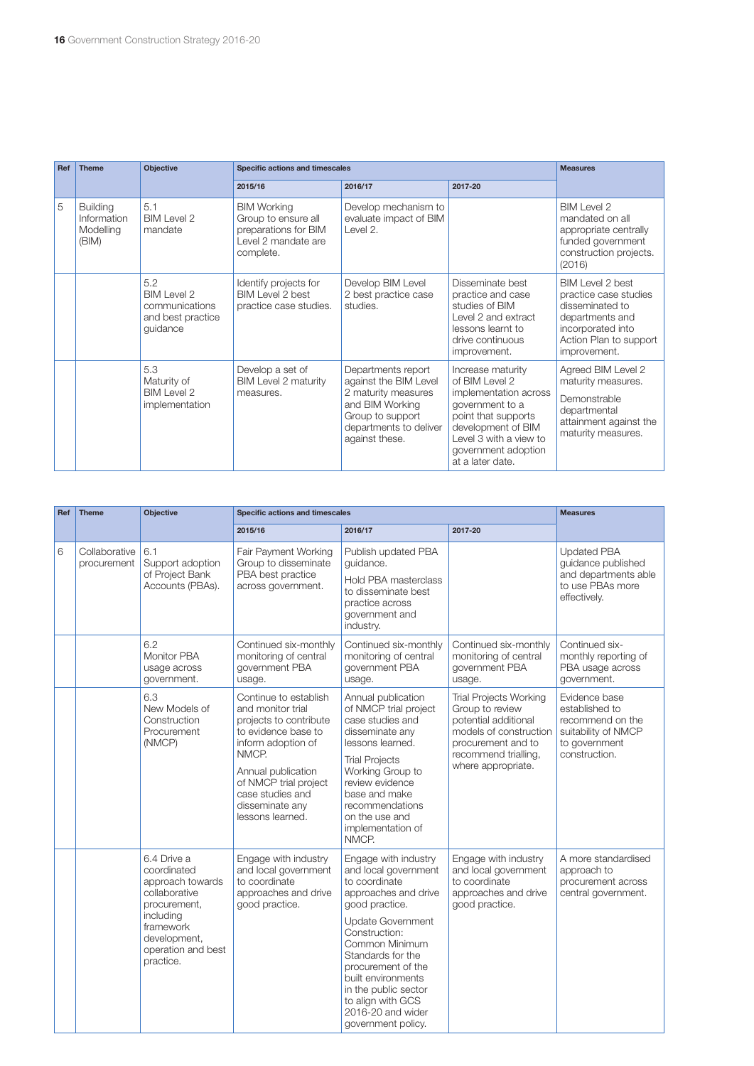| Ref | Theme | Objective | Specific actions and timescales | | | Measures |
|---|---|---|---|---|---|---|
| | | | 2015/16 | 2016/17 | 2017-20 | |
| 5 | Building Information Modelling (BIM) | 5.1 BIM Level 2 mandate | BIM Working Group to ensure all preparations for BIM Level 2 mandate are complete. | Develop mechanism to evaluate impact of BIM Level 2. | | BIM Level 2 mandated on all appropriate centrally funded government construction projects. (2016) |
| | | 5.2 BIM Level 2 communications and best practice guidance | Identify projects for BIM Level 2 best practice case studies. | Develop BIM Level 2 best practice case studies. | Disseminate best practice and case studies of BIM Level 2 and extract lessons learnt to drive continuous improvement. | BIM Level 2 best practice case studies disseminated to departments and incorporated into Action Plan to support improvement. |
| | | 5.3 Maturity of BIM Level 2 implementation | Develop a set of BIM Level 2 maturity measures. | Departments report against the BIM Level 2 maturity measures and BIM Working Group to support departments to deliver against these. | Increase maturity of BIM Level 2 implementation across government to a point that supports development of BIM Level 3 with a view to government adoption at a later date. | Agreed BIM Level 2 maturity measures.<br><br>Demonstrable departmental attainment against the maturity measures. |

| Ref | Theme | Objective | Specific actions and timescales | | | Measures |
|---|---|---|---|---|---|---|
| | | | 2015/16 | 2016/17 | 2017-20 | |
| 6 | Collaborative procurement | 6.1 Support adoption of Project Bank Accounts (PBAs). | Fair Payment Working Group to disseminate PBA best practice across government. | Publish updated PBA guidance.<br><br>Hold PBA masterclass to disseminate best practice across government and industry. | | Updated PBA guidance published and departments able to use PBAs more effectively. |
| | | 6.2 Monitor PBA usage across government. | Continued six-monthly monitoring of central government PBA usage. | Continued six-monthly monitoring of central government PBA usage. | Continued six-monthly monitoring of central government PBA usage. | Continued six-monthly reporting of PBA usage across government. |
| | | 6.3 New Models of Construction Procurement (NMCP) | Continue to establish and monitor trial projects to contribute to evidence base to inform adoption of NMCP.<br><br>Annual publication of NMCP trial project case studies and disseminate any lessons learned. | Annual publication of NMCP trial project case studies and disseminate any lessons learned.<br><br>Trial Projects Working Group to review evidence base and make recommendations on the use and implementation of NMCP. | Trial Projects Working Group to review potential additional models of construction procurement and to recommend trialling, where appropriate. | Evidence base established to recommend on the suitability of NMCP to government construction. |
| | | 6.4 Drive a coordinated approach towards collaborative procurement, including framework development, operation and best practice. | Engage with industry and local government to coordinate approaches and drive good practice. | Engage with industry and local government to coordinate approaches and drive good practice.<br><br>Update Government Construction: Common Minimum Standards for the procurement of the built environments in the public sector to align with GCS 2016-20 and wider government policy. | Engage with industry and local government to coordinate approaches and drive good practice. | A more standardised approach to procurement across central government. |